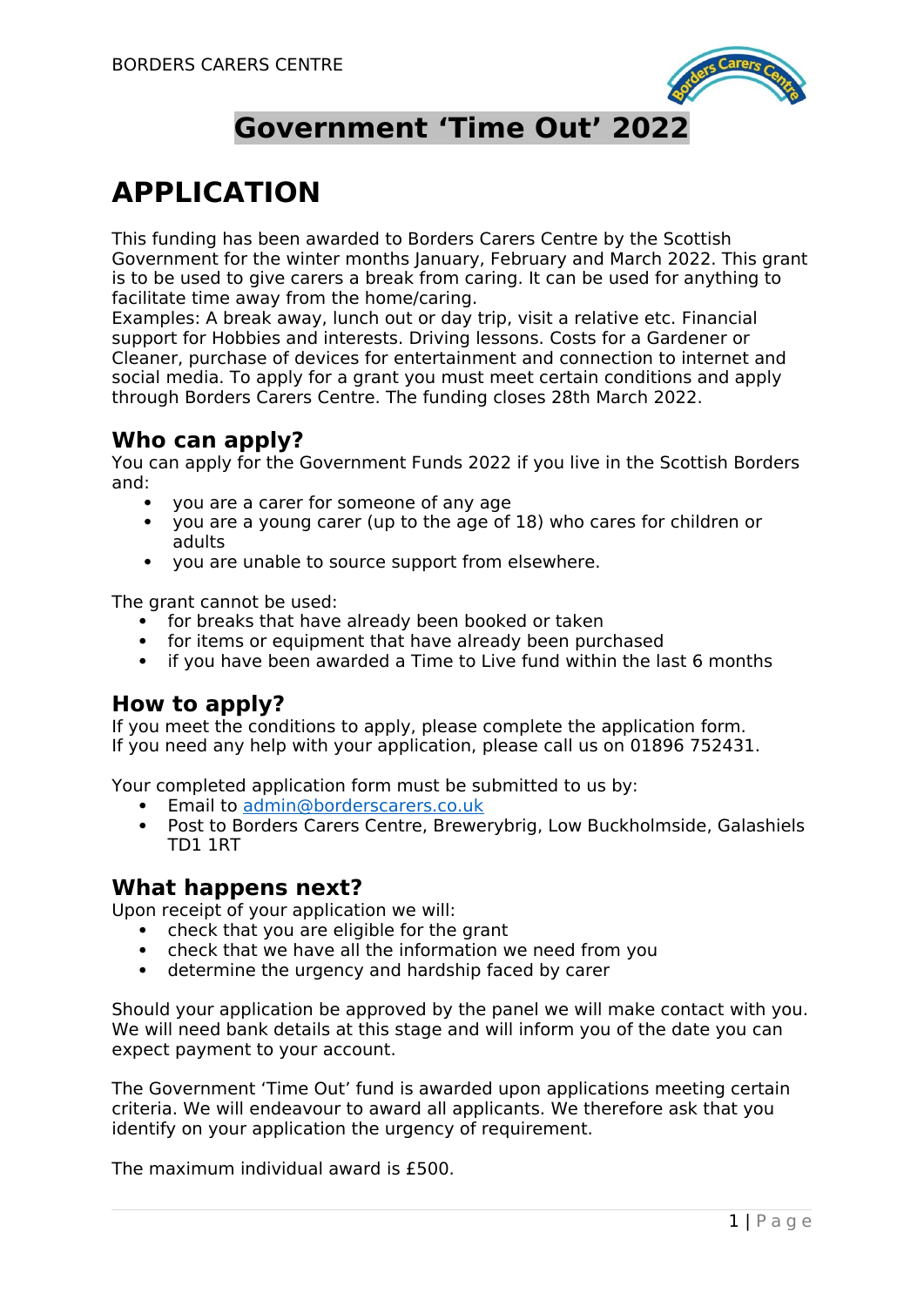# Government 'Time Out' 2022

# APPLICATION

This funding has been awarded to Borders Carers Centre by the Scottish Government for the winter months January, February and March 2022. This grant is to be used to give carers a break from caring. It can be used for anything to facilitate time away from the home/caring.
Examples: A break away, lunch out or day trip, visit a relative etc. Financial support for Hobbies and interests. Driving lessons. Costs for a Gardener or Cleaner, purchase of devices for entertainment and connection to internet and social media. To apply for a grant you must meet certain conditions and apply through Borders Carers Centre. The funding closes 28th March 2022.

## Who can apply?

You can apply for the Government Funds 2022 if you live in the Scottish Borders and:

- you are a carer for someone of any age
- you are a young carer (up to the age of 18) who cares for children or adults
- you are unable to source support from elsewhere.

The grant cannot be used:

- for breaks that have already been booked or taken
- for items or equipment that have already been purchased
- if you have been awarded a Time to Live fund within the last 6 months

## How to apply?

If you meet the conditions to apply, please complete the application form.
If you need any help with your application, please call us on 01896 752431.

Your completed application form must be submitted to us by:

- Email to admin@borderscarers.co.uk
- Post to Borders Carers Centre, Brewerybrig, Low Buckholmside, Galashiels TD1 1RT

## What happens next?

Upon receipt of your application we will:

- check that you are eligible for the grant
- check that we have all the information we need from you
- determine the urgency and hardship faced by carer

Should your application be approved by the panel we will make contact with you. We will need bank details at this stage and will inform you of the date you can expect payment to your account.

The Government 'Time Out' fund is awarded upon applications meeting certain criteria. We will endeavour to award all applicants. We therefore ask that you identify on your application the urgency of requirement.

The maximum individual award is £500.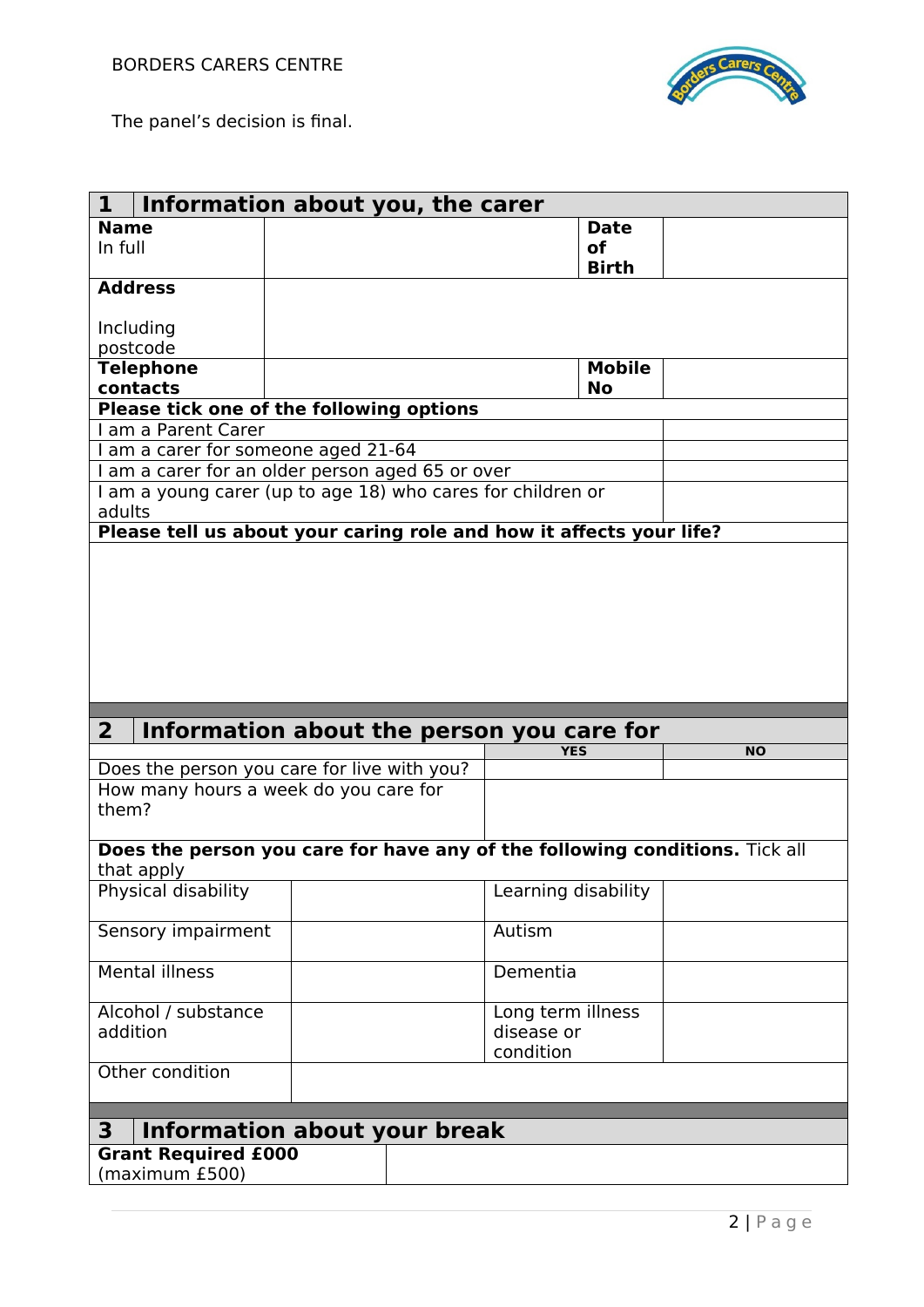The panel's decision is final.

| 1 | Information about you, the carer | | |
|---|---|---|---|
| **Name** In full | | **Date of Birth** | |
| **Address** Including postcode | | | |
| **Telephone contacts** | | **Mobile No** | |
| **Please tick one of the following options** | | | |
| I am a Parent Carer | | | |
| I am a carer for someone aged 21-64 | | | |
| I am a carer for an older person aged 65 or over | | | |
| I am a young carer (up to age 18) who cares for children or adults | | | |
| **Please tell us about your caring role and how it affects your life?** | | | |
| | | | |

| 2 | Information about the person you care for | | |
|---|---|---|---|
| | | **YES** | **NO** |
| Does the person you care for live with you? | | | |
| How many hours a week do you care for them? | | | |
| **Does the person you care for have any of the following conditions.** Tick all that apply | | | |
| Physical disability | | Learning disability | |
| Sensory impairment | | Autism | |
| Mental illness | | Dementia | |
| Alcohol / substance addition | | Long term illness disease or condition | |
| Other condition | | | |

| 3 | Information about your break |
|---|---|
| **Grant Required £000** (maximum £500) | |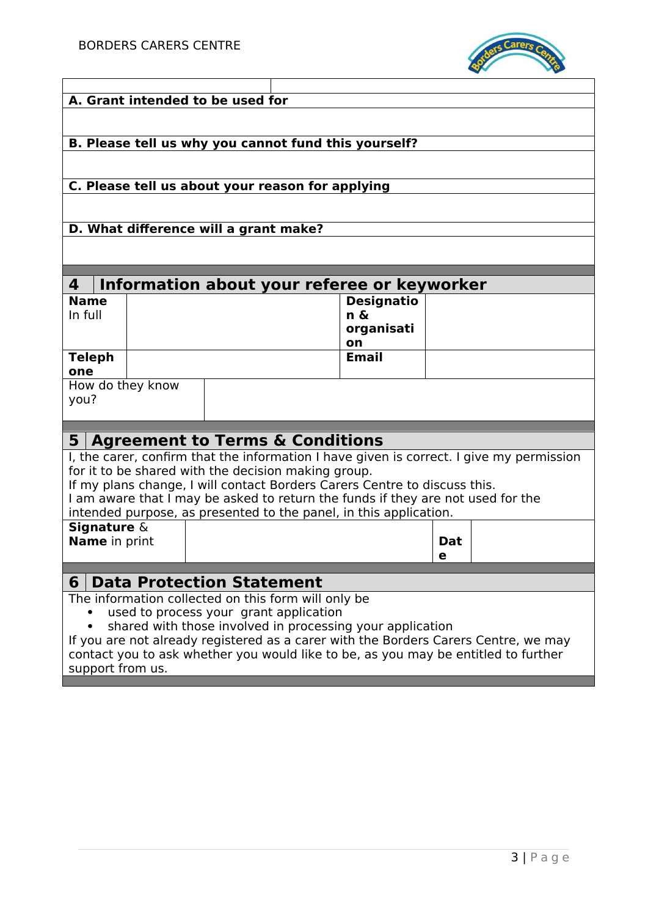**A. Grant intended to be used for**

**B. Please tell us why you cannot fund this yourself?**

**C. Please tell us about your reason for applying**

**D. What difference will a grant make?**

## 4 Information about your referee or keyworker

| | | | |
|---|---|---|---|
| **Name** In full | | **Designation & organisation** | |
| **Telephone** | | **Email** | |
| How do they know you? | | | |

## 5 Agreement to Terms & Conditions

I, the carer, confirm that the information I have given is correct. I give my permission for it to be shared with the decision making group.
If my plans change, I will contact Borders Carers Centre to discuss this.
I am aware that I may be asked to return the funds if they are not used for the intended purpose, as presented to the panel, in this application.

| | | | |
|---|---|---|---|
| **Signature** & **Name** in print | | **Date** | |

## 6 Data Protection Statement

The information collected on this form will only be

- used to process your grant application
- shared with those involved in processing your application

If you are not already registered as a carer with the Borders Carers Centre, we may contact you to ask whether you would like to be, as you may be entitled to further support from us.